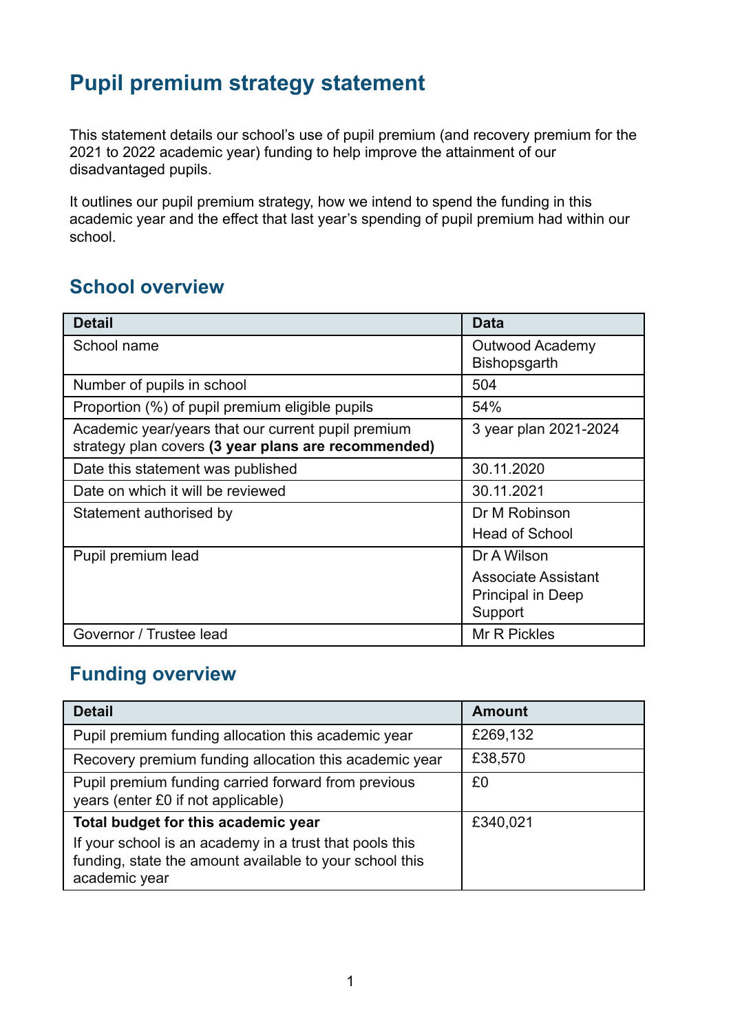# Pupil premium strategy statement

This statement details our school's use of pupil premium (and recovery premium for the 2021 to 2022 academic year) funding to help improve the attainment of our disadvantaged pupils.

It outlines our pupil premium strategy, how we intend to spend the funding in this academic year and the effect that last year's spending of pupil premium had within our school.

## School overview

| Detail | Data |
|---|---|
| School name | Outwood Academy Bishopsgarth |
| Number of pupils in school | 504 |
| Proportion (%) of pupil premium eligible pupils | 54% |
| Academic year/years that our current pupil premium strategy plan covers **(3 year plans are recommended)** | 3 year plan 2021-2024 |
| Date this statement was published | 30.11.2020 |
| Date on which it will be reviewed | 30.11.2021 |
| Statement authorised by | Dr M Robinson<br>Head of School |
| Pupil premium lead | Dr A Wilson<br>Associate Assistant Principal in Deep Support |
| Governor / Trustee lead | Mr R Pickles |

## Funding overview

| Detail | Amount |
|---|---|
| Pupil premium funding allocation this academic year | £269,132 |
| Recovery premium funding allocation this academic year | £38,570 |
| Pupil premium funding carried forward from previous years (enter £0 if not applicable) | £0 |
| **Total budget for this academic year**<br>If your school is an academy in a trust that pools this funding, state the amount available to your school this academic year | £340,021 |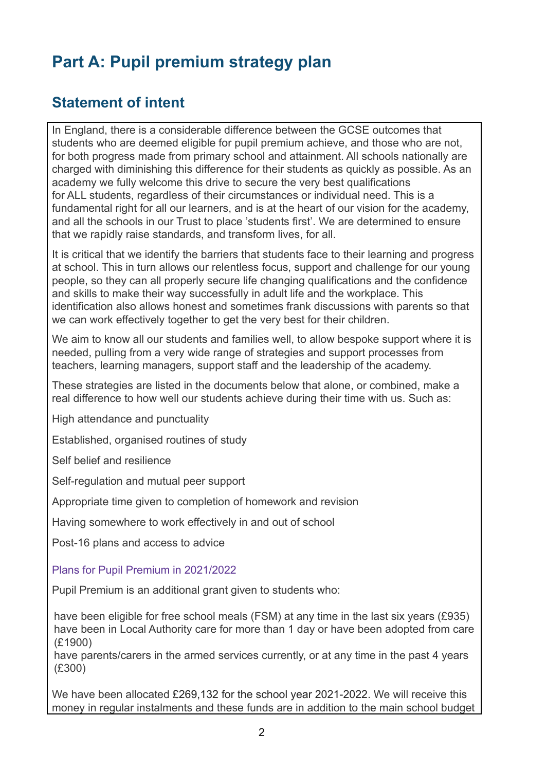# Part A: Pupil premium strategy plan

## Statement of intent

In England, there is a considerable difference between the GCSE outcomes that students who are deemed eligible for pupil premium achieve, and those who are not, for both progress made from primary school and attainment. All schools nationally are charged with diminishing this difference for their students as quickly as possible. As an academy we fully welcome this drive to secure the very best qualifications for ALL students, regardless of their circumstances or individual need. This is a fundamental right for all our learners, and is at the heart of our vision for the academy, and all the schools in our Trust to place 'students first'. We are determined to ensure that we rapidly raise standards, and transform lives, for all.

It is critical that we identify the barriers that students face to their learning and progress at school. This in turn allows our relentless focus, support and challenge for our young people, so they can all properly secure life changing qualifications and the confidence and skills to make their way successfully in adult life and the workplace. This identification also allows honest and sometimes frank discussions with parents so that we can work effectively together to get the very best for their children.

We aim to know all our students and families well, to allow bespoke support where it is needed, pulling from a very wide range of strategies and support processes from teachers, learning managers, support staff and the leadership of the academy.

These strategies are listed in the documents below that alone, or combined, make a real difference to how well our students achieve during their time with us. Such as:

High attendance and punctuality

Established, organised routines of study

Self belief and resilience

Self-regulation and mutual peer support

Appropriate time given to completion of homework and revision

Having somewhere to work effectively in and out of school

Post-16 plans and access to advice

Plans for Pupil Premium in 2021/2022

Pupil Premium is an additional grant given to students who:

have been eligible for free school meals (FSM) at any time in the last six years (£935)
have been in Local Authority care for more than 1 day or have been adopted from care (£1900)
have parents/carers in the armed services currently, or at any time in the past 4 years (£300)

We have been allocated £269,132 for the school year 2021-2022. We will receive this money in regular instalments and these funds are in addition to the main school budget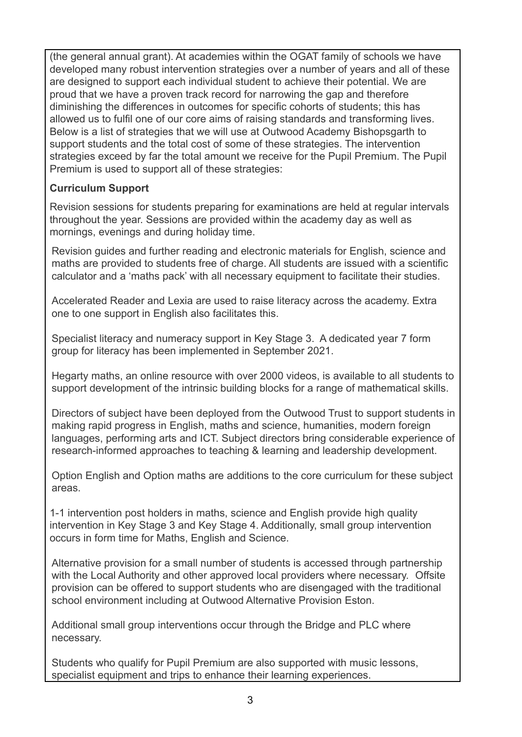(the general annual grant). At academies within the OGAT family of schools we have developed many robust intervention strategies over a number of years and all of these are designed to support each individual student to achieve their potential. We are proud that we have a proven track record for narrowing the gap and therefore diminishing the differences in outcomes for specific cohorts of students; this has allowed us to fulfil one of our core aims of raising standards and transforming lives. Below is a list of strategies that we will use at Outwood Academy Bishopsgarth to support students and the total cost of some of these strategies. The intervention strategies exceed by far the total amount we receive for the Pupil Premium. The Pupil Premium is used to support all of these strategies:

**Curriculum Support**

Revision sessions for students preparing for examinations are held at regular intervals throughout the year. Sessions are provided within the academy day as well as mornings, evenings and during holiday time.

Revision guides and further reading and electronic materials for English, science and maths are provided to students free of charge. All students are issued with a scientific calculator and a 'maths pack' with all necessary equipment to facilitate their studies.

Accelerated Reader and Lexia are used to raise literacy across the academy. Extra one to one support in English also facilitates this.

Specialist literacy and numeracy support in Key Stage 3. A dedicated year 7 form group for literacy has been implemented in September 2021.

Hegarty maths, an online resource with over 2000 videos, is available to all students to support development of the intrinsic building blocks for a range of mathematical skills.

Directors of subject have been deployed from the Outwood Trust to support students in making rapid progress in English, maths and science, humanities, modern foreign languages, performing arts and ICT. Subject directors bring considerable experience of research-informed approaches to teaching & learning and leadership development.

Option English and Option maths are additions to the core curriculum for these subject areas.

1-1 intervention post holders in maths, science and English provide high quality intervention in Key Stage 3 and Key Stage 4. Additionally, small group intervention occurs in form time for Maths, English and Science.

Alternative provision for a small number of students is accessed through partnership with the Local Authority and other approved local providers where necessary. Offsite provision can be offered to support students who are disengaged with the traditional school environment including at Outwood Alternative Provision Eston.

Additional small group interventions occur through the Bridge and PLC where necessary.

Students who qualify for Pupil Premium are also supported with music lessons, specialist equipment and trips to enhance their learning experiences.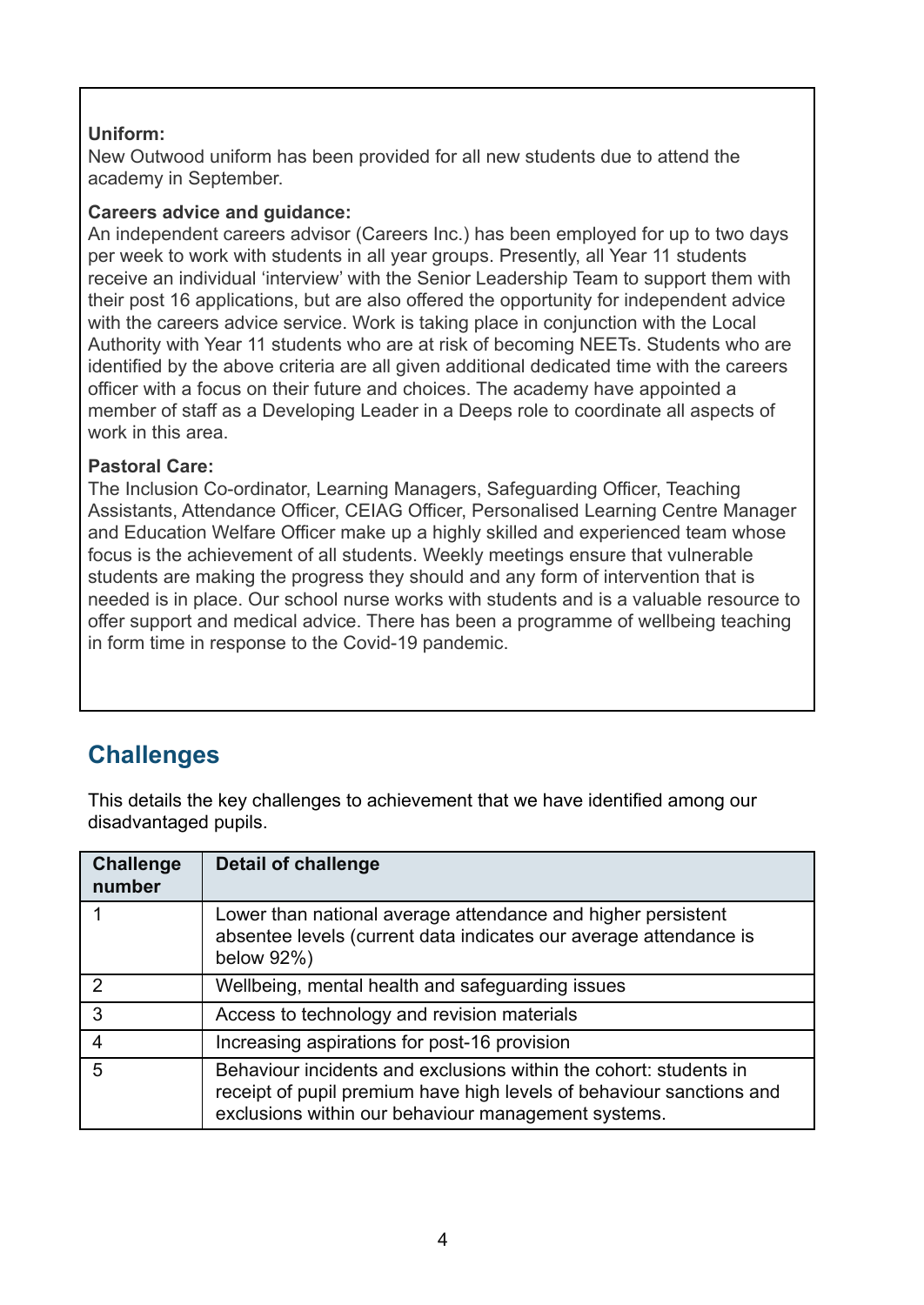**Uniform:**
New Outwood uniform has been provided for all new students due to attend the academy in September.

**Careers advice and guidance:**
An independent careers advisor (Careers Inc.) has been employed for up to two days per week to work with students in all year groups. Presently, all Year 11 students receive an individual 'interview' with the Senior Leadership Team to support them with their post 16 applications, but are also offered the opportunity for independent advice with the careers advice service. Work is taking place in conjunction with the Local Authority with Year 11 students who are at risk of becoming NEETs. Students who are identified by the above criteria are all given additional dedicated time with the careers officer with a focus on their future and choices. The academy have appointed a member of staff as a Developing Leader in a Deeps role to coordinate all aspects of work in this area.

**Pastoral Care:**
The Inclusion Co-ordinator, Learning Managers, Safeguarding Officer, Teaching Assistants, Attendance Officer, CEIAG Officer, Personalised Learning Centre Manager and Education Welfare Officer make up a highly skilled and experienced team whose focus is the achievement of all students. Weekly meetings ensure that vulnerable students are making the progress they should and any form of intervention that is needed is in place. Our school nurse works with students and is a valuable resource to offer support and medical advice. There has been a programme of wellbeing teaching in form time in response to the Covid-19 pandemic.

## Challenges

This details the key challenges to achievement that we have identified among our disadvantaged pupils.

| Challenge number | Detail of challenge |
|---|---|
| 1 | Lower than national average attendance and higher persistent absentee levels (current data indicates our average attendance is below 92%) |
| 2 | Wellbeing, mental health and safeguarding issues |
| 3 | Access to technology and revision materials |
| 4 | Increasing aspirations for post-16 provision |
| 5 | Behaviour incidents and exclusions within the cohort: students in receipt of pupil premium have high levels of behaviour sanctions and exclusions within our behaviour management systems. |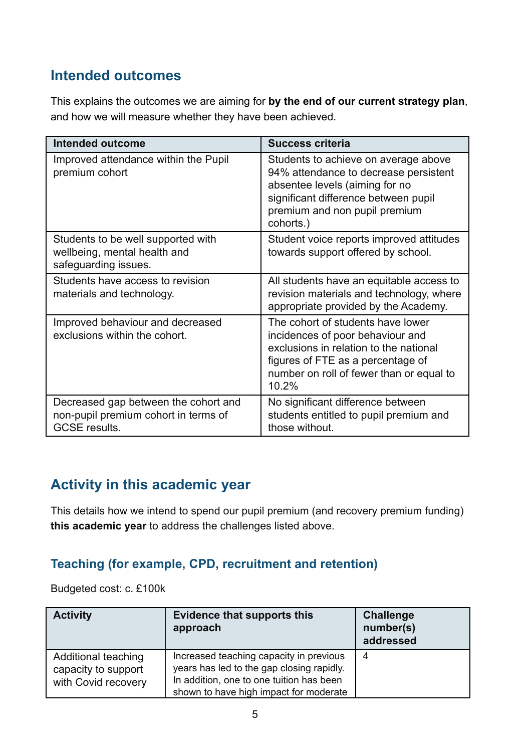## Intended outcomes

This explains the outcomes we are aiming for **by the end of our current strategy plan**, and how we will measure whether they have been achieved.

| Intended outcome | Success criteria |
|---|---|
| Improved attendance within the Pupil premium cohort | Students to achieve on average above 94% attendance to decrease persistent absentee levels (aiming for no significant difference between pupil premium and non pupil premium cohorts.) |
| Students to be well supported with wellbeing, mental health and safeguarding issues. | Student voice reports improved attitudes towards support offered by school. |
| Students have access to revision materials and technology. | All students have an equitable access to revision materials and technology, where appropriate provided by the Academy. |
| Improved behaviour and decreased exclusions within the cohort. | The cohort of students have lower incidences of poor behaviour and exclusions in relation to the national figures of FTE as a percentage of number on roll of fewer than or equal to 10.2% |
| Decreased gap between the cohort and non-pupil premium cohort in terms of GCSE results. | No significant difference between students entitled to pupil premium and those without. |

## Activity in this academic year

This details how we intend to spend our pupil premium (and recovery premium funding) **this academic year** to address the challenges listed above.

### Teaching (for example, CPD, recruitment and retention)

Budgeted cost: c. £100k

| Activity | Evidence that supports this approach | Challenge number(s) addressed |
|---|---|---|
| Additional teaching capacity to support with Covid recovery | Increased teaching capacity in previous years has led to the gap closing rapidly. In addition, one to one tuition has been shown to have high impact for moderate | 4 |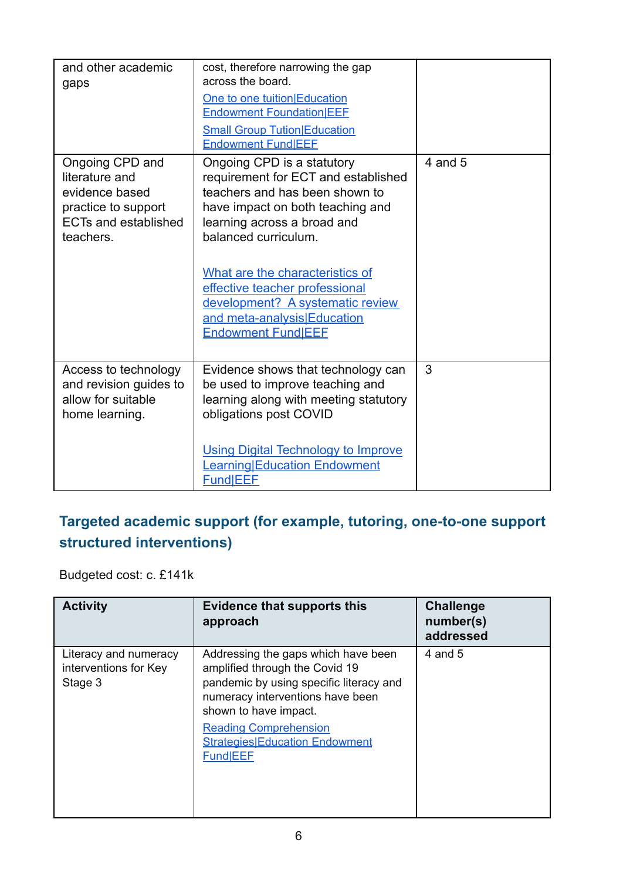| | | |
|---|---|---|
| and other academic gaps | cost, therefore narrowing the gap across the board. [One to one tuition\|Education Endowment Foundation\|EEF] [Small Group Tution\|Education Endowment Fund\|EEF] | |
| Ongoing CPD and literature and evidence based practice to support ECTs and established teachers. | Ongoing CPD is a statutory requirement for ECT and established teachers and has been shown to have impact on both teaching and learning across a broad and balanced curriculum. [What are the characteristics of effective teacher professional development? A systematic review and meta-analysis\|Education Endowment Fund\|EEF] | 4 and 5 |
| Access to technology and revision guides to allow for suitable home learning. | Evidence shows that technology can be used to improve teaching and learning along with meeting statutory obligations post COVID [Using Digital Technology to Improve Learning\|Education Endowment Fund\|EEF] | 3 |

## Targeted academic support (for example, tutoring, one-to-one support structured interventions)

Budgeted cost: c. £141k

| Activity | Evidence that supports this approach | Challenge number(s) addressed |
|---|---|---|
| Literacy and numeracy interventions for Key Stage 3 | Addressing the gaps which have been amplified through the Covid 19 pandemic by using specific literacy and numeracy interventions have been shown to have impact. [Reading Comprehension Strategies\|Education Endowment Fund\|EEF] | 4 and 5 |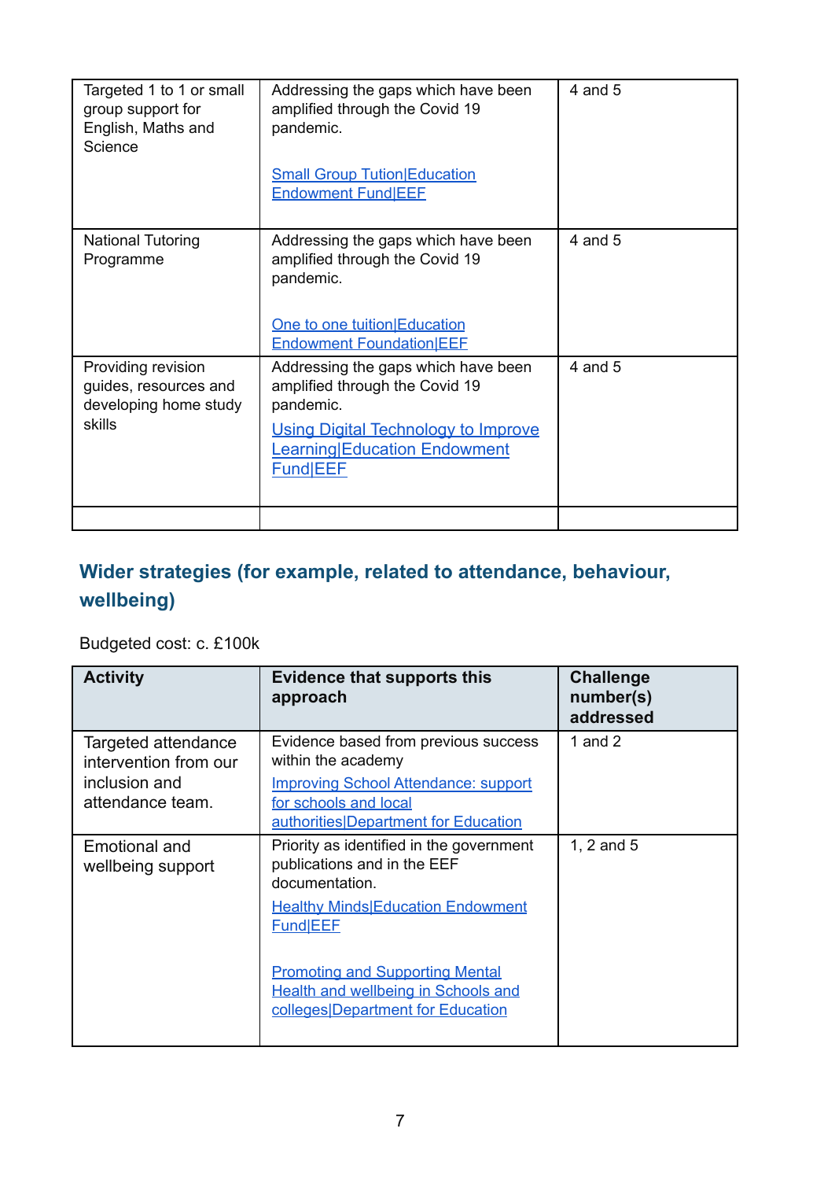| | | |
|---|---|---|
| Targeted 1 to 1 or small group support for English, Maths and Science | Addressing the gaps which have been amplified through the Covid 19 pandemic.<br><br>Small Group Tution\|Education Endowment Fund\|EEF | 4 and 5 |
| National Tutoring Programme | Addressing the gaps which have been amplified through the Covid 19 pandemic.<br><br>One to one tuition\|Education Endowment Foundation\|EEF | 4 and 5 |
| Providing revision guides, resources and developing home study skills | Addressing the gaps which have been amplified through the Covid 19 pandemic.<br>Using Digital Technology to Improve Learning\|Education Endowment Fund\|EEF | 4 and 5 |
| | | |

### Wider strategies (for example, related to attendance, behaviour, wellbeing)

Budgeted cost: c. £100k

| Activity | Evidence that supports this approach | Challenge number(s) addressed |
|---|---|---|
| Targeted attendance intervention from our inclusion and attendance team. | Evidence based from previous success within the academy<br>Improving School Attendance: support for schools and local authorities\|Department for Education | 1 and 2 |
| Emotional and wellbeing support | Priority as identified in the government publications and in the EEF documentation.<br>Healthy Minds\|Education Endowment Fund\|EEF<br><br>Promoting and Supporting Mental Health and wellbeing in Schools and colleges\|Department for Education | 1, 2 and 5 |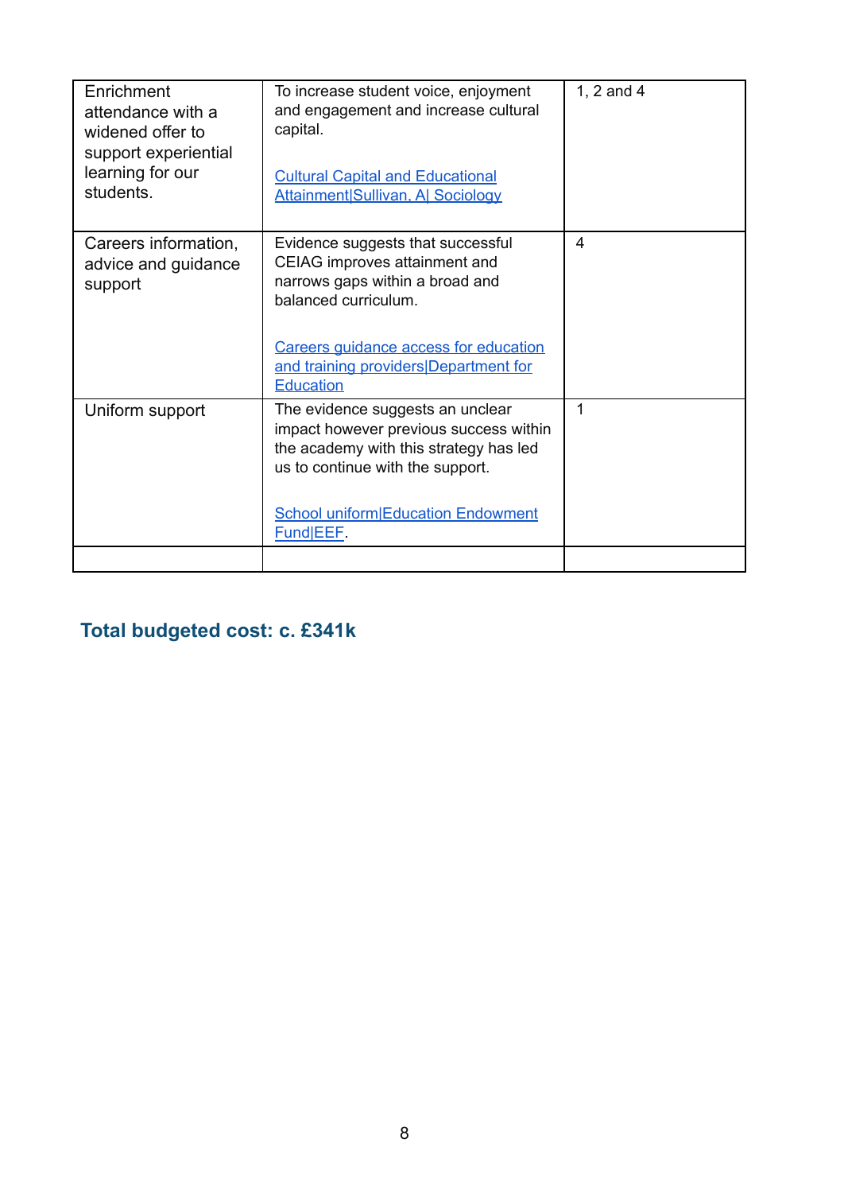| | | |
|---|---|---|
| Enrichment attendance with a widened offer to support experiential learning for our students. | To increase student voice, enjoyment and engagement and increase cultural capital.<br><br>Cultural Capital and Educational Attainment\|Sullivan, A\| Sociology | 1, 2 and 4 |
| Careers information, advice and guidance support | Evidence suggests that successful CEIAG improves attainment and narrows gaps within a broad and balanced curriculum.<br><br>Careers guidance access for education and training providers\|Department for Education | 4 |
| Uniform support | The evidence suggests an unclear impact however previous success within the academy with this strategy has led us to continue with the support.<br><br>School uniform\|Education Endowment Fund\|EEF. | 1 |
| | | |

**Total budgeted cost: c. £341k**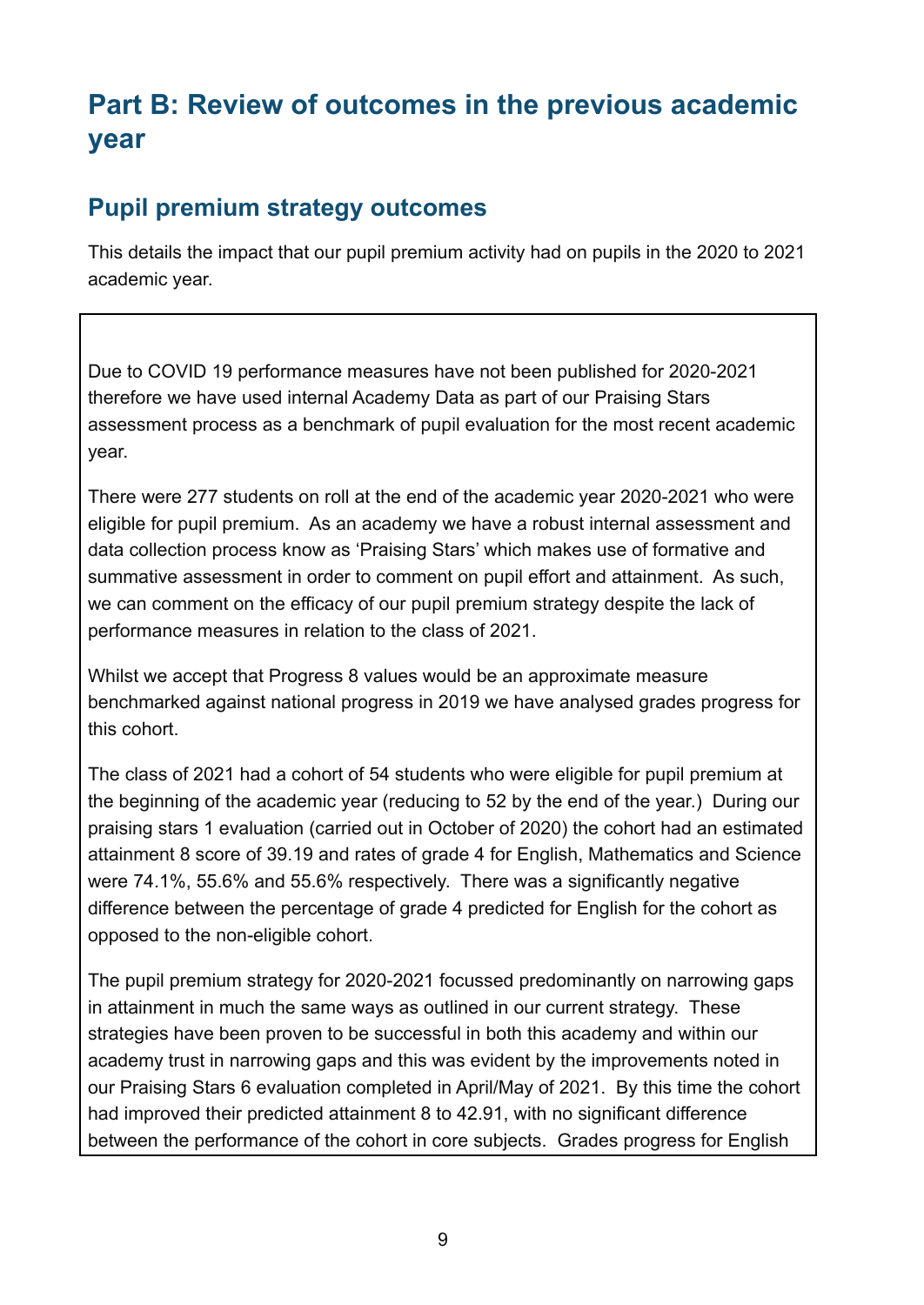# Part B: Review of outcomes in the previous academic year

## Pupil premium strategy outcomes

This details the impact that our pupil premium activity had on pupils in the 2020 to 2021 academic year.

Due to COVID 19 performance measures have not been published for 2020-2021 therefore we have used internal Academy Data as part of our Praising Stars assessment process as a benchmark of pupil evaluation for the most recent academic year.

There were 277 students on roll at the end of the academic year 2020-2021 who were eligible for pupil premium. As an academy we have a robust internal assessment and data collection process know as 'Praising Stars' which makes use of formative and summative assessment in order to comment on pupil effort and attainment. As such, we can comment on the efficacy of our pupil premium strategy despite the lack of performance measures in relation to the class of 2021.

Whilst we accept that Progress 8 values would be an approximate measure benchmarked against national progress in 2019 we have analysed grades progress for this cohort.

The class of 2021 had a cohort of 54 students who were eligible for pupil premium at the beginning of the academic year (reducing to 52 by the end of the year.) During our praising stars 1 evaluation (carried out in October of 2020) the cohort had an estimated attainment 8 score of 39.19 and rates of grade 4 for English, Mathematics and Science were 74.1%, 55.6% and 55.6% respectively. There was a significantly negative difference between the percentage of grade 4 predicted for English for the cohort as opposed to the non-eligible cohort.

The pupil premium strategy for 2020-2021 focussed predominantly on narrowing gaps in attainment in much the same ways as outlined in our current strategy. These strategies have been proven to be successful in both this academy and within our academy trust in narrowing gaps and this was evident by the improvements noted in our Praising Stars 6 evaluation completed in April/May of 2021. By this time the cohort had improved their predicted attainment 8 to 42.91, with no significant difference between the performance of the cohort in core subjects. Grades progress for English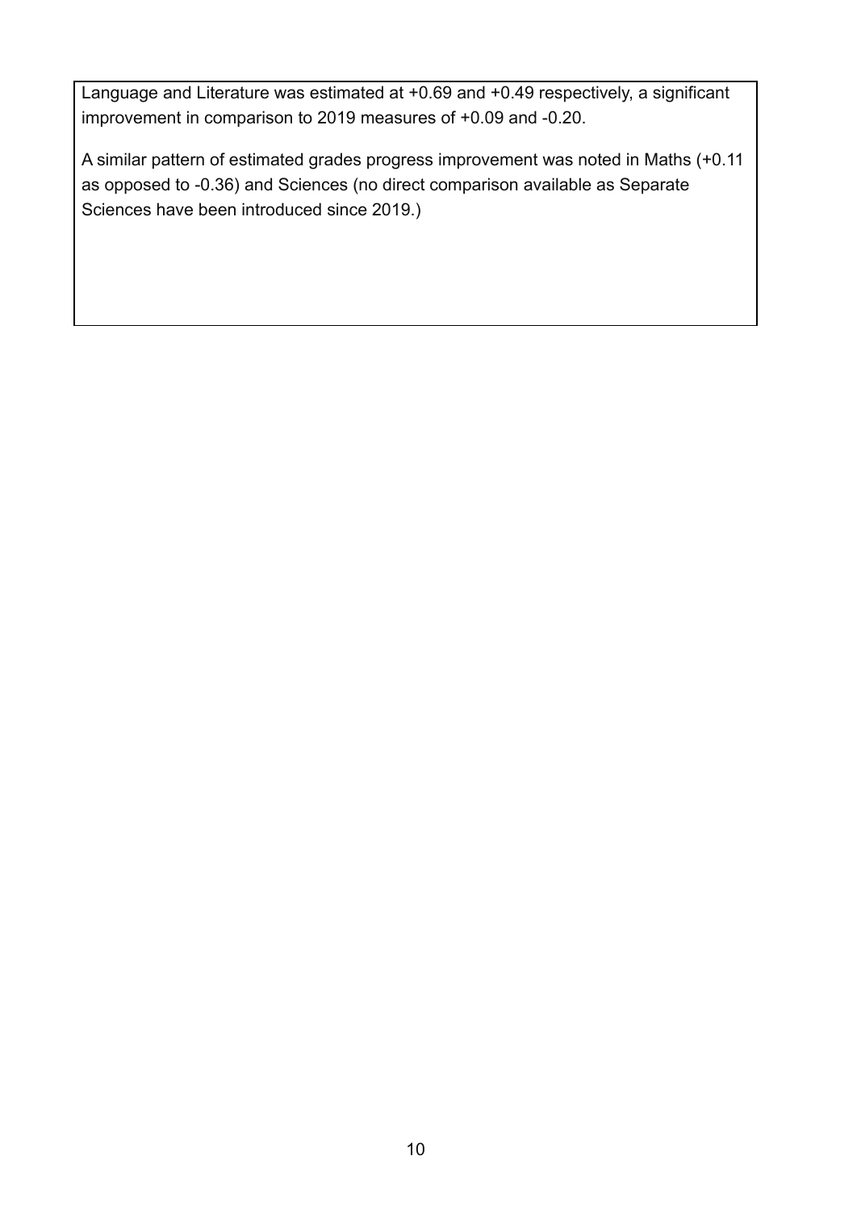Language and Literature was estimated at +0.69 and +0.49 respectively, a significant improvement in comparison to 2019 measures of +0.09 and -0.20.

A similar pattern of estimated grades progress improvement was noted in Maths (+0.11 as opposed to -0.36) and Sciences (no direct comparison available as Separate Sciences have been introduced since 2019.)